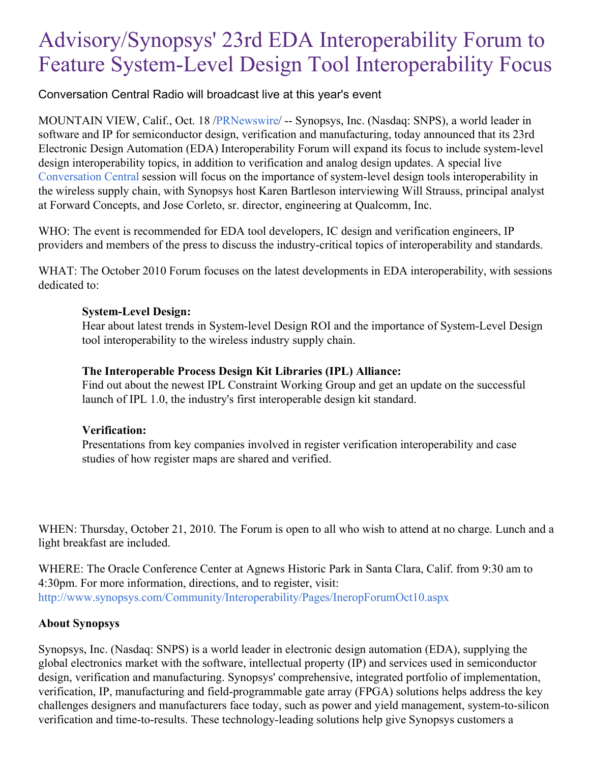# Advisory/Synopsys' 23rd EDA Interoperability Forum to Feature System-Level Design Tool Interoperability Focus

Conversation Central Radio will broadcast live at this year's event

MOUNTAIN VIEW, Calif., Oct. 18 /PRNewswire/ -- Synopsys, Inc. (Nasdaq: SNPS), a world leader in software and IP for semiconductor design, verification and manufacturing, today announced that its 23rd Electronic Design Automation (EDA) Interoperability Forum will expand its focus to include system-level design interoperability topics, in addition to verification and analog design updates. A special live Conversation Central session will focus on the importance of system-level design tools interoperability in the wireless supply chain, with Synopsys host Karen Bartleson interviewing Will Strauss, principal analyst at Forward Concepts, and Jose Corleto, sr. director, engineering at Qualcomm, Inc.

WHO: The event is recommended for EDA tool developers, IC design and verification engineers, IP providers and members of the press to discuss the industry-critical topics of interoperability and standards.

WHAT: The October 2010 Forum focuses on the latest developments in EDA interoperability, with sessions dedicated to:

> **System-Level Design:**
> Hear about latest trends in System-level Design ROI and the importance of System-Level Design tool interoperability to the wireless industry supply chain.
>
> **The Interoperable Process Design Kit Libraries (IPL) Alliance:**
> Find out about the newest IPL Constraint Working Group and get an update on the successful launch of IPL 1.0, the industry's first interoperable design kit standard.
>
> **Verification:**
> Presentations from key companies involved in register verification interoperability and case studies of how register maps are shared and verified.

WHEN: Thursday, October 21, 2010. The Forum is open to all who wish to attend at no charge. Lunch and a light breakfast are included.

WHERE: The Oracle Conference Center at Agnews Historic Park in Santa Clara, Calif. from 9:30 am to 4:30pm. For more information, directions, and to register, visit: http://www.synopsys.com/Community/Interoperability/Pages/InteropForumOct10.aspx

**About Synopsys**

Synopsys, Inc. (Nasdaq: SNPS) is a world leader in electronic design automation (EDA), supplying the global electronics market with the software, intellectual property (IP) and services used in semiconductor design, verification and manufacturing. Synopsys' comprehensive, integrated portfolio of implementation, verification, IP, manufacturing and field-programmable gate array (FPGA) solutions helps address the key challenges designers and manufacturers face today, such as power and yield management, system-to-silicon verification and time-to-results. These technology-leading solutions help give Synopsys customers a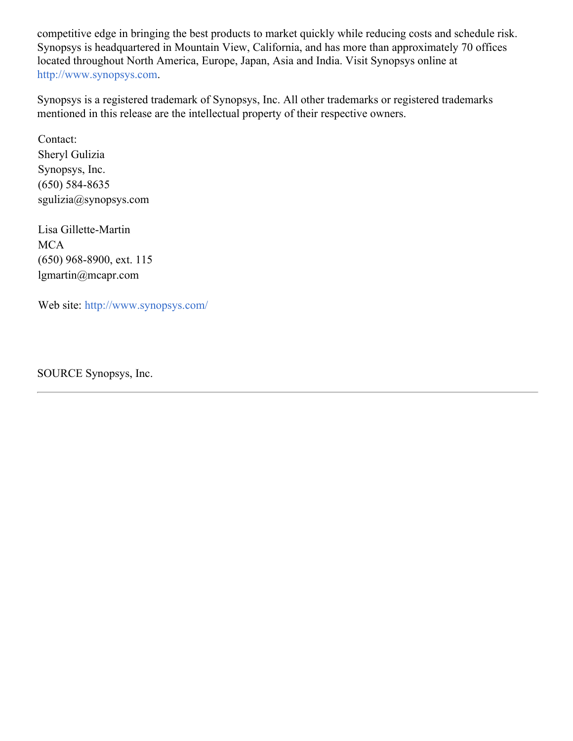competitive edge in bringing the best products to market quickly while reducing costs and schedule risk. Synopsys is headquartered in Mountain View, California, and has more than approximately 70 offices located throughout North America, Europe, Japan, Asia and India. Visit Synopsys online at http://www.synopsys.com.

Synopsys is a registered trademark of Synopsys, Inc. All other trademarks or registered trademarks mentioned in this release are the intellectual property of their respective owners.

Contact:
Sheryl Gulizia
Synopsys, Inc.
(650) 584-8635
sgulizia@synopsys.com

Lisa Gillette-Martin
MCA
(650) 968-8900, ext. 115
lgmartin@mcapr.com

Web site: http://www.synopsys.com/

SOURCE Synopsys, Inc.

---